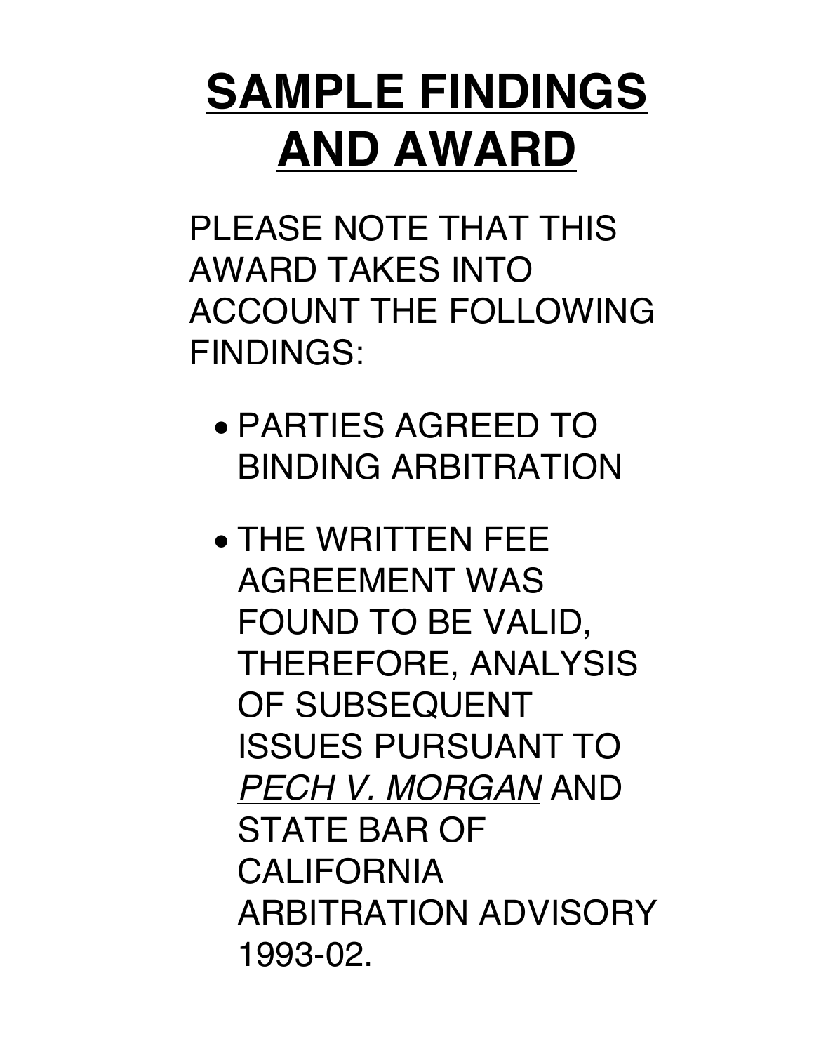# SAMPLE FINDINGS AND AWARD

PLEASE NOTE THAT THIS AWARD TAKES INTO ACCOUNT THE FOLLOWING FINDINGS:

- PARTIES AGREED TO BINDING ARBITRATION
- THE WRITTEN FEE AGREEMENT WAS FOUND TO BE VALID, THEREFORE, ANALYSIS OF SUBSEQUENT ISSUES PURSUANT TO *PECH V. MORGAN* AND STATE BAR OF CALIFORNIA ARBITRATION ADVISORY 1993-02.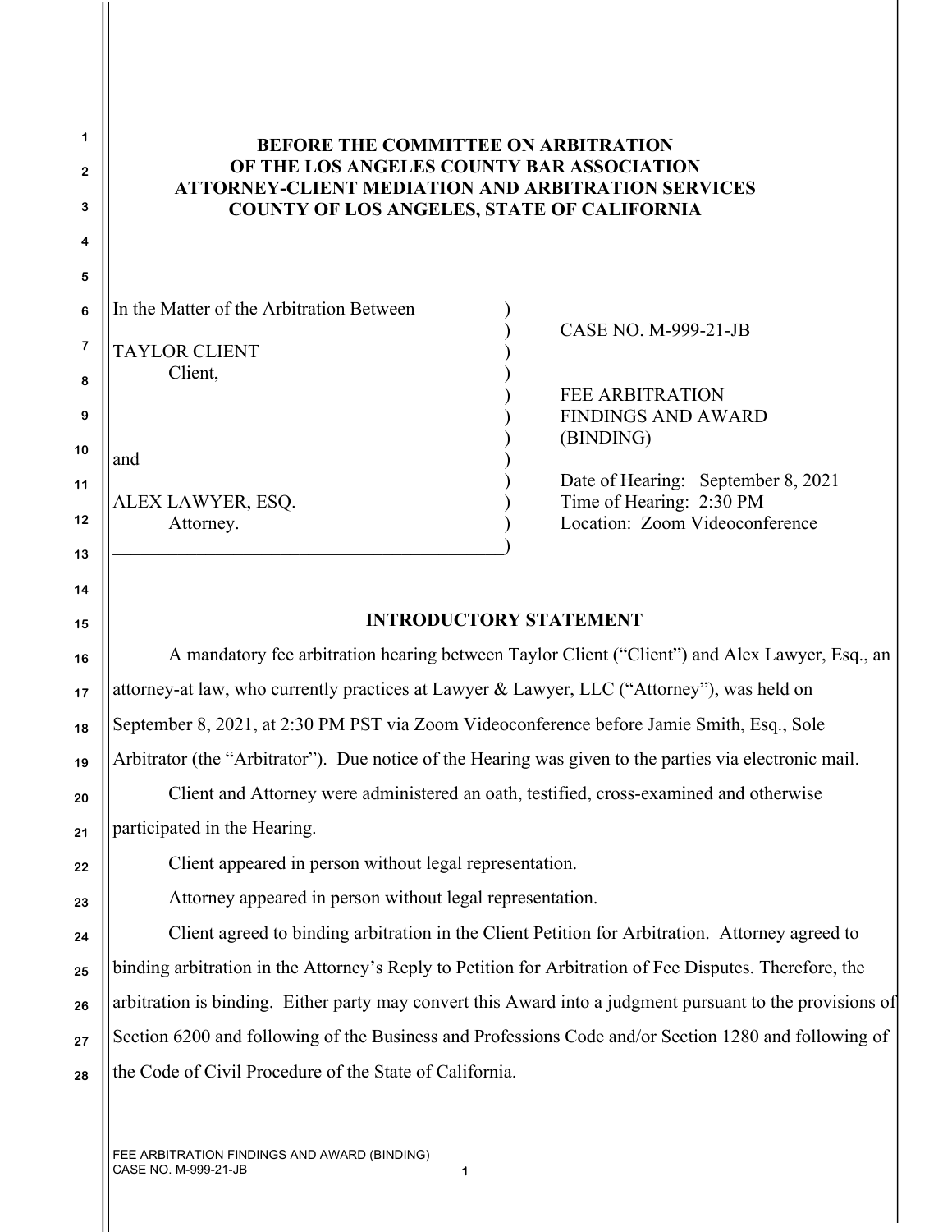**BEFORE THE COMMITTEE ON ARBITRATION
OF THE LOS ANGELES COUNTY BAR ASSOCIATION
ATTORNEY-CLIENT MEDIATION AND ARBITRATION SERVICES
COUNTY OF LOS ANGELES, STATE OF CALIFORNIA**

| | |
|---|---|
| In the Matter of the Arbitration Between<br><br>TAYLOR CLIENT<br>Client,<br><br>and<br><br>ALEX LAWYER, ESQ.<br>Attorney. | CASE NO. M-999-21-JB<br><br>FEE ARBITRATION<br>FINDINGS AND AWARD<br>(BINDING)<br><br>Date of Hearing: September 8, 2021<br>Time of Hearing: 2:30 PM<br>Location: Zoom Videoconference |

## INTRODUCTORY STATEMENT

A mandatory fee arbitration hearing between Taylor Client ("Client") and Alex Lawyer, Esq., an attorney-at law, who currently practices at Lawyer & Lawyer, LLC ("Attorney"), was held on September 8, 2021, at 2:30 PM PST via Zoom Videoconference before Jamie Smith, Esq., Sole Arbitrator (the "Arbitrator"). Due notice of the Hearing was given to the parties via electronic mail.

Client and Attorney were administered an oath, testified, cross-examined and otherwise participated in the Hearing.

Client appeared in person without legal representation.

Attorney appeared in person without legal representation.

Client agreed to binding arbitration in the Client Petition for Arbitration. Attorney agreed to binding arbitration in the Attorney's Reply to Petition for Arbitration of Fee Disputes. Therefore, the arbitration is binding. Either party may convert this Award into a judgment pursuant to the provisions of Section 6200 and following of the Business and Professions Code and/or Section 1280 and following of the Code of Civil Procedure of the State of California.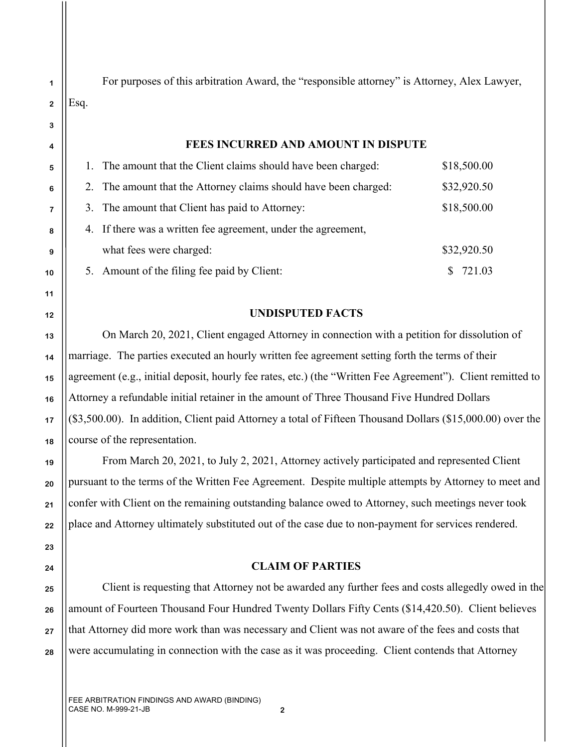For purposes of this arbitration Award, the "responsible attorney" is Attorney, Alex Lawyer, Esq.

## FEES INCURRED AND AMOUNT IN DISPUTE

| | | |
|---|---|---|
| 1. | The amount that the Client claims should have been charged: | $18,500.00 |
| 2. | The amount that the Attorney claims should have been charged: | $32,920.50 |
| 3. | The amount that Client has paid to Attorney: | $18,500.00 |
| 4. | If there was a written fee agreement, under the agreement, what fees were charged: | $32,920.50 |
| 5. | Amount of the filing fee paid by Client: | $ 721.03 |

## UNDISPUTED FACTS

On March 20, 2021, Client engaged Attorney in connection with a petition for dissolution of marriage. The parties executed an hourly written fee agreement setting forth the terms of their agreement (e.g., initial deposit, hourly fee rates, etc.) (the "Written Fee Agreement"). Client remitted to Attorney a refundable initial retainer in the amount of Three Thousand Five Hundred Dollars ($3,500.00). In addition, Client paid Attorney a total of Fifteen Thousand Dollars ($15,000.00) over the course of the representation.

From March 20, 2021, to July 2, 2021, Attorney actively participated and represented Client pursuant to the terms of the Written Fee Agreement. Despite multiple attempts by Attorney to meet and confer with Client on the remaining outstanding balance owed to Attorney, such meetings never took place and Attorney ultimately substituted out of the case due to non-payment for services rendered.

## CLAIM OF PARTIES

Client is requesting that Attorney not be awarded any further fees and costs allegedly owed in the amount of Fourteen Thousand Four Hundred Twenty Dollars Fifty Cents ($14,420.50). Client believes that Attorney did more work than was necessary and Client was not aware of the fees and costs that were accumulating in connection with the case as it was proceeding. Client contends that Attorney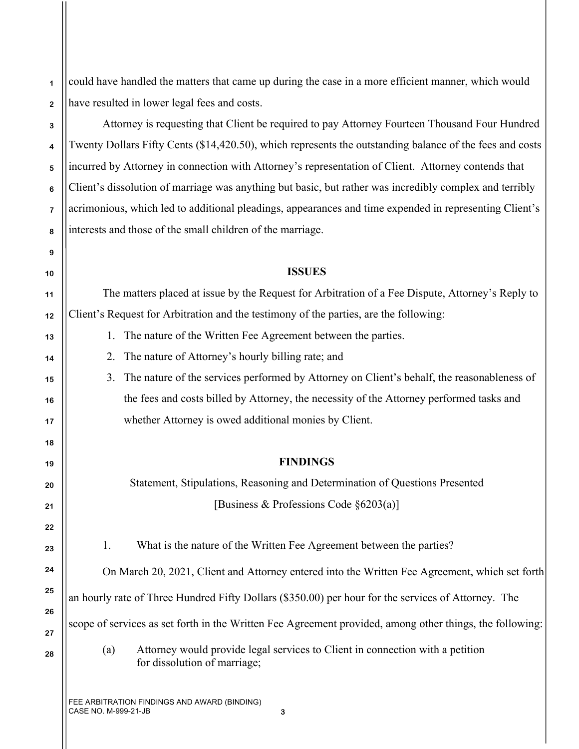could have handled the matters that came up during the case in a more efficient manner, which would have resulted in lower legal fees and costs.

Attorney is requesting that Client be required to pay Attorney Fourteen Thousand Four Hundred Twenty Dollars Fifty Cents ($14,420.50), which represents the outstanding balance of the fees and costs incurred by Attorney in connection with Attorney's representation of Client. Attorney contends that Client's dissolution of marriage was anything but basic, but rather was incredibly complex and terribly acrimonious, which led to additional pleadings, appearances and time expended in representing Client's interests and those of the small children of the marriage.

## ISSUES

The matters placed at issue by the Request for Arbitration of a Fee Dispute, Attorney's Reply to Client's Request for Arbitration and the testimony of the parties, are the following:

1. The nature of the Written Fee Agreement between the parties.
2. The nature of Attorney's hourly billing rate; and
3. The nature of the services performed by Attorney on Client's behalf, the reasonableness of the fees and costs billed by Attorney, the necessity of the Attorney performed tasks and whether Attorney is owed additional monies by Client.

## FINDINGS

Statement, Stipulations, Reasoning and Determination of Questions Presented

[Business & Professions Code §6203(a)]

1. What is the nature of the Written Fee Agreement between the parties?

On March 20, 2021, Client and Attorney entered into the Written Fee Agreement, which set forth an hourly rate of Three Hundred Fifty Dollars ($350.00) per hour for the services of Attorney. The scope of services as set forth in the Written Fee Agreement provided, among other things, the following:

(a) Attorney would provide legal services to Client in connection with a petition for dissolution of marriage;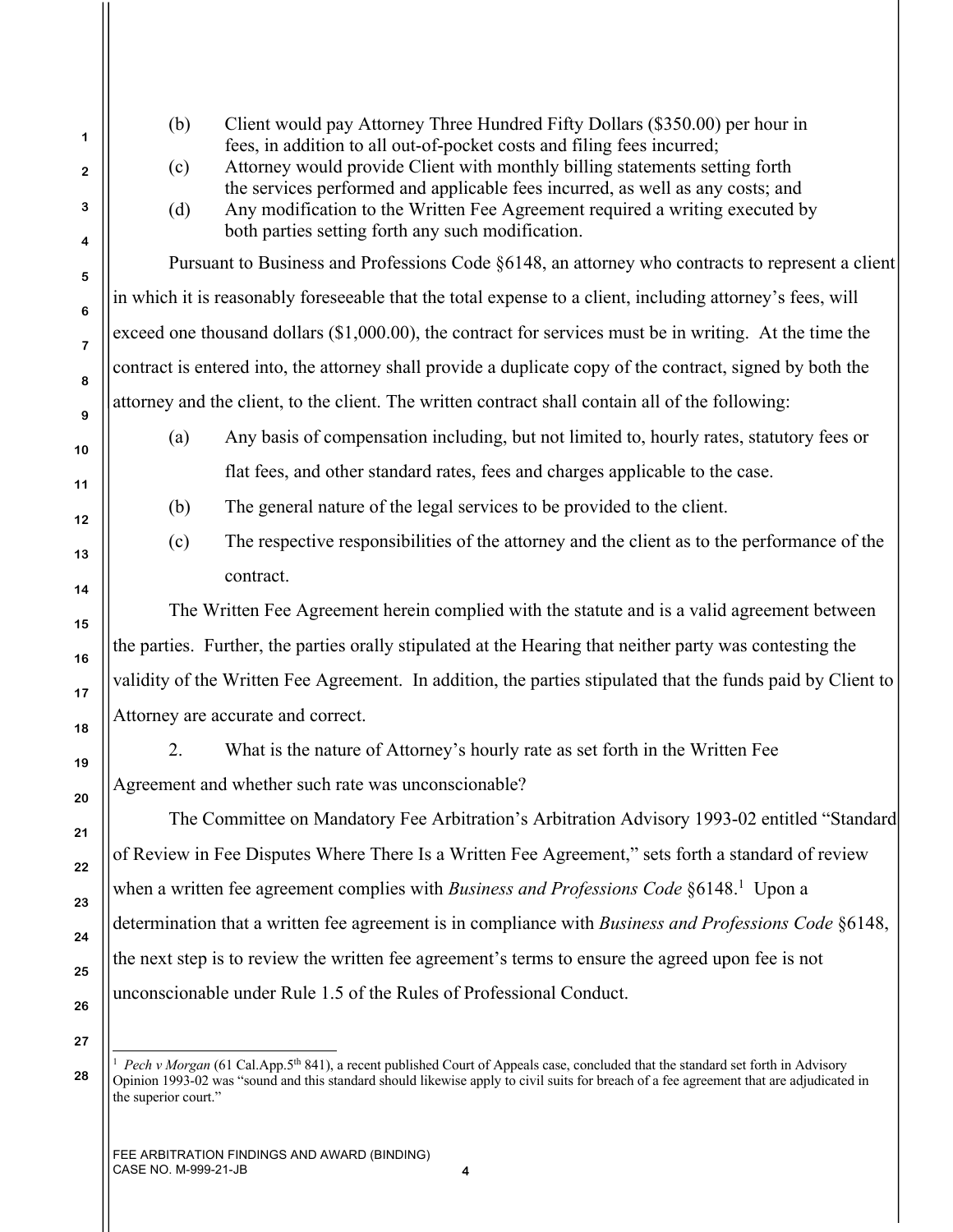(b) Client would pay Attorney Three Hundred Fifty Dollars ($350.00) per hour in fees, in addition to all out-of-pocket costs and filing fees incurred;

(c) Attorney would provide Client with monthly billing statements setting forth the services performed and applicable fees incurred, as well as any costs; and

(d) Any modification to the Written Fee Agreement required a writing executed by both parties setting forth any such modification.

Pursuant to Business and Professions Code §6148, an attorney who contracts to represent a client in which it is reasonably foreseeable that the total expense to a client, including attorney's fees, will exceed one thousand dollars ($1,000.00), the contract for services must be in writing. At the time the contract is entered into, the attorney shall provide a duplicate copy of the contract, signed by both the attorney and the client, to the client. The written contract shall contain all of the following:

(a) Any basis of compensation including, but not limited to, hourly rates, statutory fees or flat fees, and other standard rates, fees and charges applicable to the case.

(b) The general nature of the legal services to be provided to the client.

(c) The respective responsibilities of the attorney and the client as to the performance of the contract.

The Written Fee Agreement herein complied with the statute and is a valid agreement between the parties. Further, the parties orally stipulated at the Hearing that neither party was contesting the validity of the Written Fee Agreement. In addition, the parties stipulated that the funds paid by Client to Attorney are accurate and correct.

2. What is the nature of Attorney's hourly rate as set forth in the Written Fee Agreement and whether such rate was unconscionable?

The Committee on Mandatory Fee Arbitration's Arbitration Advisory 1993-02 entitled "Standard of Review in Fee Disputes Where There Is a Written Fee Agreement," sets forth a standard of review when a written fee agreement complies with *Business and Professions Code* §6148.[1] Upon a determination that a written fee agreement is in compliance with *Business and Professions Code* §6148, the next step is to review the written fee agreement's terms to ensure the agreed upon fee is not unconscionable under Rule 1.5 of the Rules of Professional Conduct.

---

[1] *Pech v Morgan* (61 Cal.App.5th 841), a recent published Court of Appeals case, concluded that the standard set forth in Advisory Opinion 1993-02 was "sound and this standard should likewise apply to civil suits for breach of a fee agreement that are adjudicated in the superior court."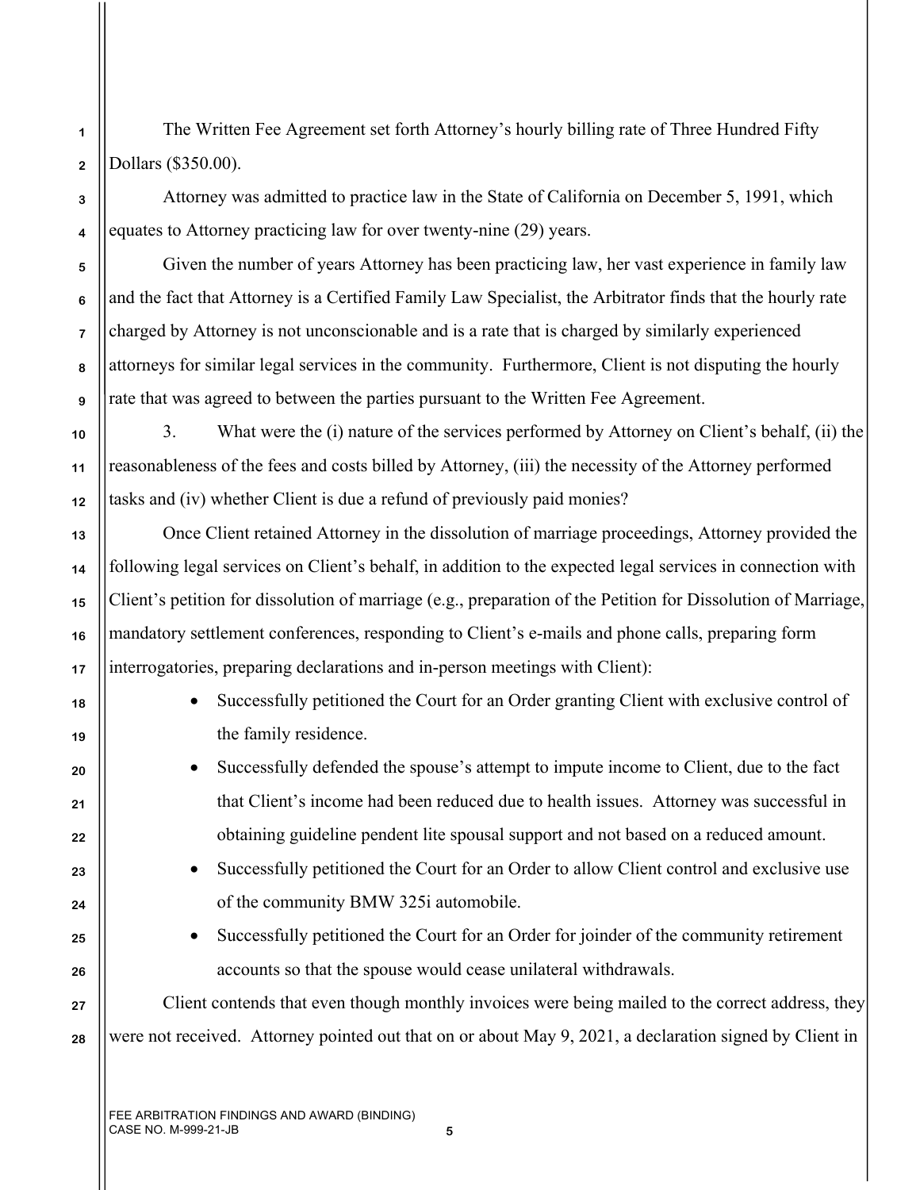The Written Fee Agreement set forth Attorney's hourly billing rate of Three Hundred Fifty Dollars ($350.00).

Attorney was admitted to practice law in the State of California on December 5, 1991, which equates to Attorney practicing law for over twenty-nine (29) years.

Given the number of years Attorney has been practicing law, her vast experience in family law and the fact that Attorney is a Certified Family Law Specialist, the Arbitrator finds that the hourly rate charged by Attorney is not unconscionable and is a rate that is charged by similarly experienced attorneys for similar legal services in the community. Furthermore, Client is not disputing the hourly rate that was agreed to between the parties pursuant to the Written Fee Agreement.

3. What were the (i) nature of the services performed by Attorney on Client's behalf, (ii) the reasonableness of the fees and costs billed by Attorney, (iii) the necessity of the Attorney performed tasks and (iv) whether Client is due a refund of previously paid monies?

Once Client retained Attorney in the dissolution of marriage proceedings, Attorney provided the following legal services on Client's behalf, in addition to the expected legal services in connection with Client's petition for dissolution of marriage (e.g., preparation of the Petition for Dissolution of Marriage, mandatory settlement conferences, responding to Client's e-mails and phone calls, preparing form interrogatories, preparing declarations and in-person meetings with Client):

- Successfully petitioned the Court for an Order granting Client with exclusive control of the family residence.
- Successfully defended the spouse's attempt to impute income to Client, due to the fact that Client's income had been reduced due to health issues. Attorney was successful in obtaining guideline pendent lite spousal support and not based on a reduced amount.
- Successfully petitioned the Court for an Order to allow Client control and exclusive use of the community BMW 325i automobile.
- Successfully petitioned the Court for an Order for joinder of the community retirement accounts so that the spouse would cease unilateral withdrawals.

Client contends that even though monthly invoices were being mailed to the correct address, they were not received. Attorney pointed out that on or about May 9, 2021, a declaration signed by Client in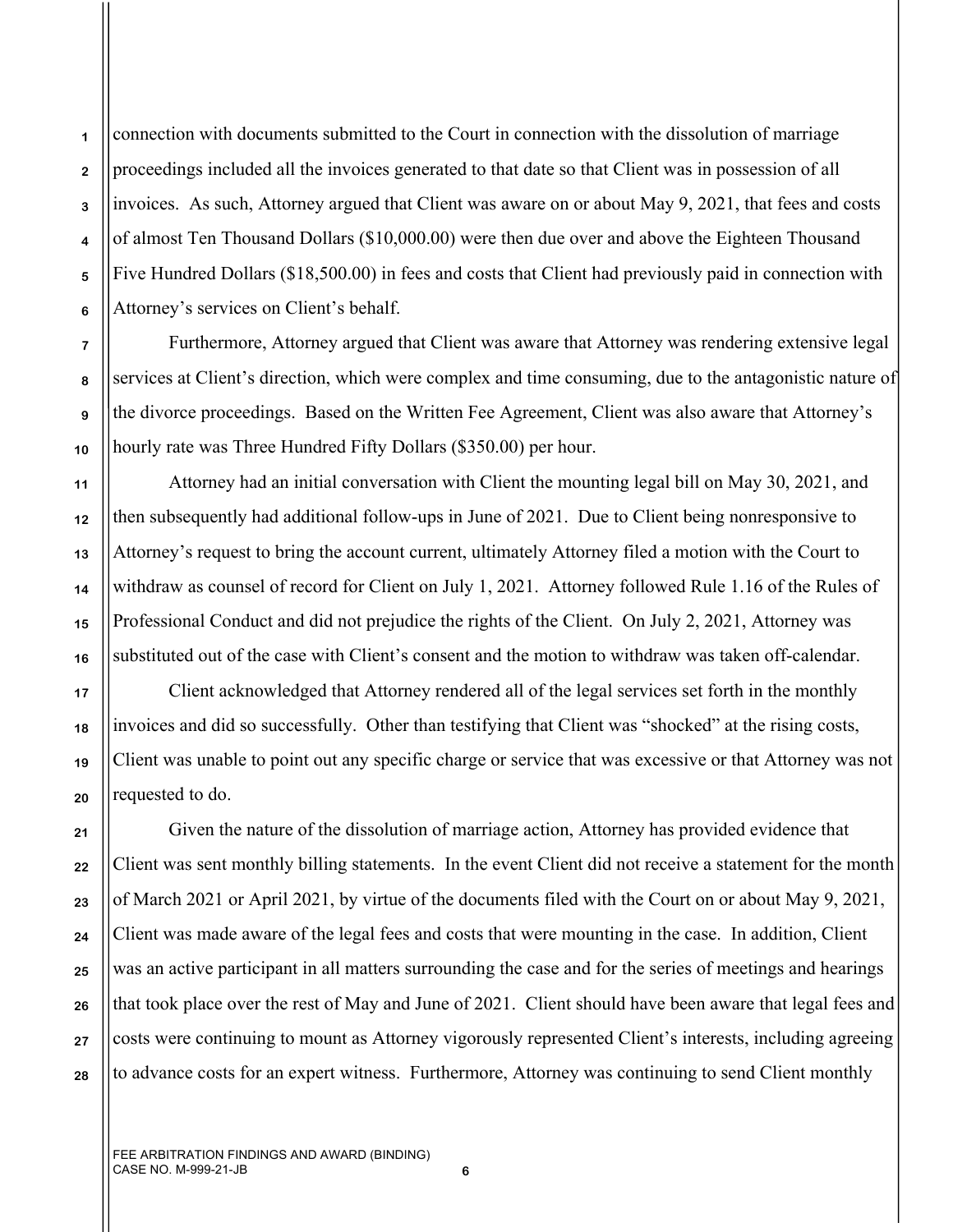connection with documents submitted to the Court in connection with the dissolution of marriage proceedings included all the invoices generated to that date so that Client was in possession of all invoices. As such, Attorney argued that Client was aware on or about May 9, 2021, that fees and costs of almost Ten Thousand Dollars ($10,000.00) were then due over and above the Eighteen Thousand Five Hundred Dollars ($18,500.00) in fees and costs that Client had previously paid in connection with Attorney's services on Client's behalf.

Furthermore, Attorney argued that Client was aware that Attorney was rendering extensive legal services at Client's direction, which were complex and time consuming, due to the antagonistic nature of the divorce proceedings. Based on the Written Fee Agreement, Client was also aware that Attorney's hourly rate was Three Hundred Fifty Dollars ($350.00) per hour.

Attorney had an initial conversation with Client the mounting legal bill on May 30, 2021, and then subsequently had additional follow-ups in June of 2021. Due to Client being nonresponsive to Attorney's request to bring the account current, ultimately Attorney filed a motion with the Court to withdraw as counsel of record for Client on July 1, 2021. Attorney followed Rule 1.16 of the Rules of Professional Conduct and did not prejudice the rights of the Client. On July 2, 2021, Attorney was substituted out of the case with Client's consent and the motion to withdraw was taken off-calendar.

Client acknowledged that Attorney rendered all of the legal services set forth in the monthly invoices and did so successfully. Other than testifying that Client was "shocked" at the rising costs, Client was unable to point out any specific charge or service that was excessive or that Attorney was not requested to do.

Given the nature of the dissolution of marriage action, Attorney has provided evidence that Client was sent monthly billing statements. In the event Client did not receive a statement for the month of March 2021 or April 2021, by virtue of the documents filed with the Court on or about May 9, 2021, Client was made aware of the legal fees and costs that were mounting in the case. In addition, Client was an active participant in all matters surrounding the case and for the series of meetings and hearings that took place over the rest of May and June of 2021. Client should have been aware that legal fees and costs were continuing to mount as Attorney vigorously represented Client's interests, including agreeing to advance costs for an expert witness. Furthermore, Attorney was continuing to send Client monthly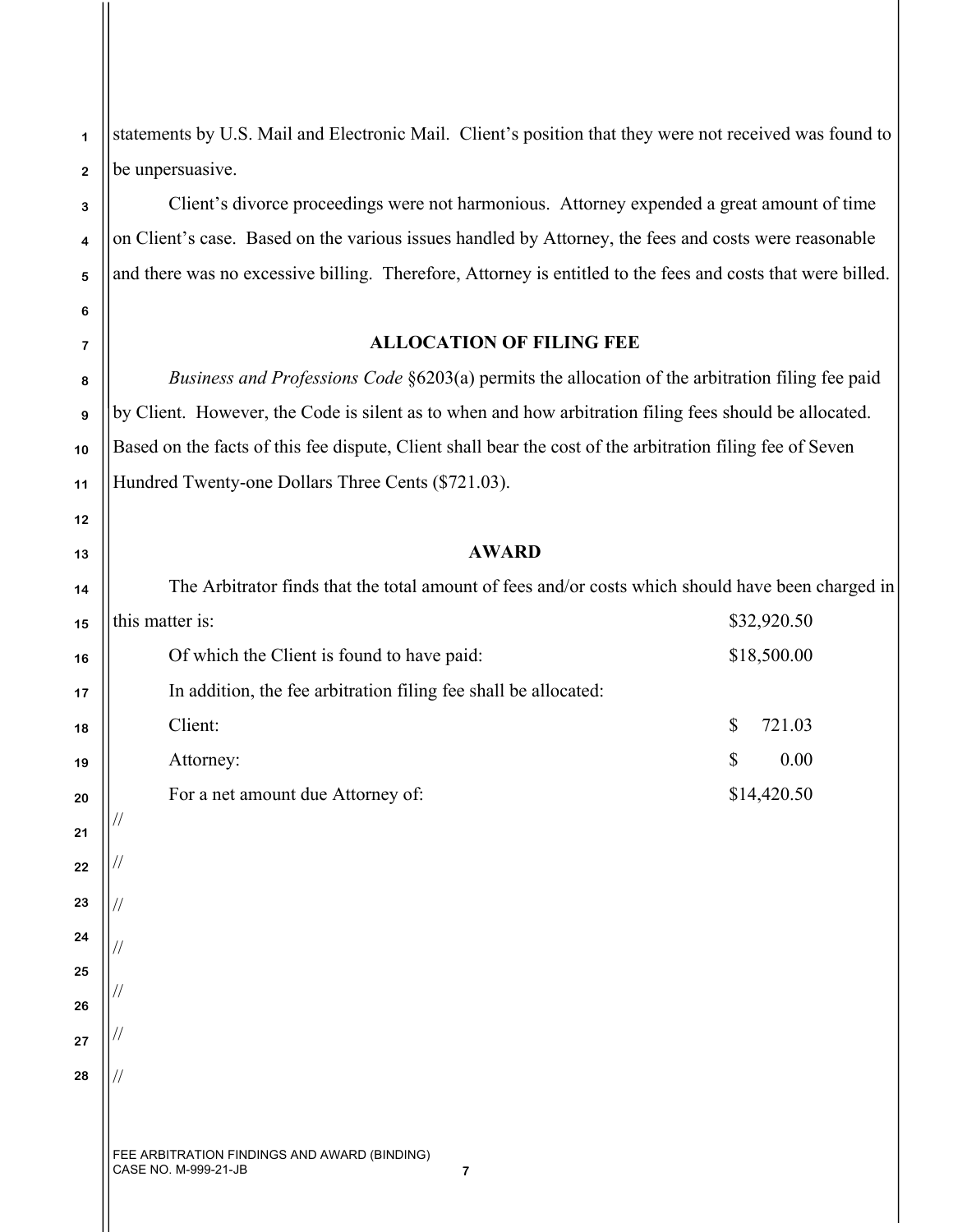statements by U.S. Mail and Electronic Mail. Client's position that they were not received was found to be unpersuasive.

Client's divorce proceedings were not harmonious. Attorney expended a great amount of time on Client's case. Based on the various issues handled by Attorney, the fees and costs were reasonable and there was no excessive billing. Therefore, Attorney is entitled to the fees and costs that were billed.

## ALLOCATION OF FILING FEE

*Business and Professions Code* §6203(a) permits the allocation of the arbitration filing fee paid by Client. However, the Code is silent as to when and how arbitration filing fees should be allocated. Based on the facts of this fee dispute, Client shall bear the cost of the arbitration filing fee of Seven Hundred Twenty-one Dollars Three Cents ($721.03).

## AWARD

The Arbitrator finds that the total amount of fees and/or costs which should have been charged in this matter is: $32,920.50

Of which the Client is found to have paid: $18,500.00

In addition, the fee arbitration filing fee shall be allocated:

Client: $ 721.03

Attorney: $ 0.00

For a net amount due Attorney of: $14,420.50

//

//

//

//

//

//

//

FEE ARBITRATION FINDINGS AND AWARD (BINDING)
CASE NO. M-999-21-JB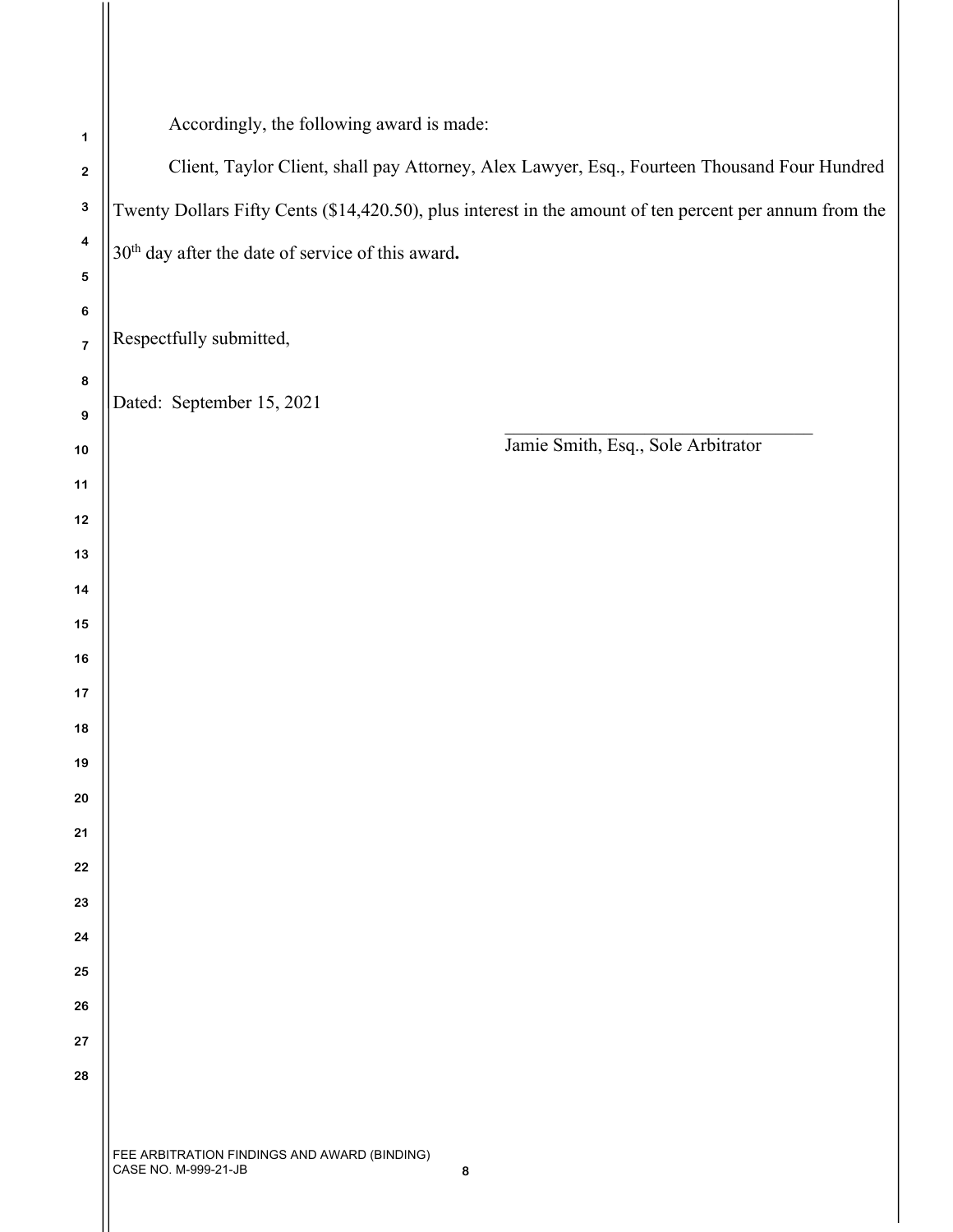Accordingly, the following award is made:

Client, Taylor Client, shall pay Attorney, Alex Lawyer, Esq., Fourteen Thousand Four Hundred Twenty Dollars Fifty Cents ($14,420.50), plus interest in the amount of ten percent per annum from the 30th day after the date of service of this award**.**

Respectfully submitted,

Dated: September 15, 2021

\_\_\_\_\_\_\_\_\_\_\_\_\_\_\_\_\_\_\_\_\_\_\_\_\_\_\_\_\_\_\_\_\_\_\_\_
Jamie Smith, Esq., Sole Arbitrator